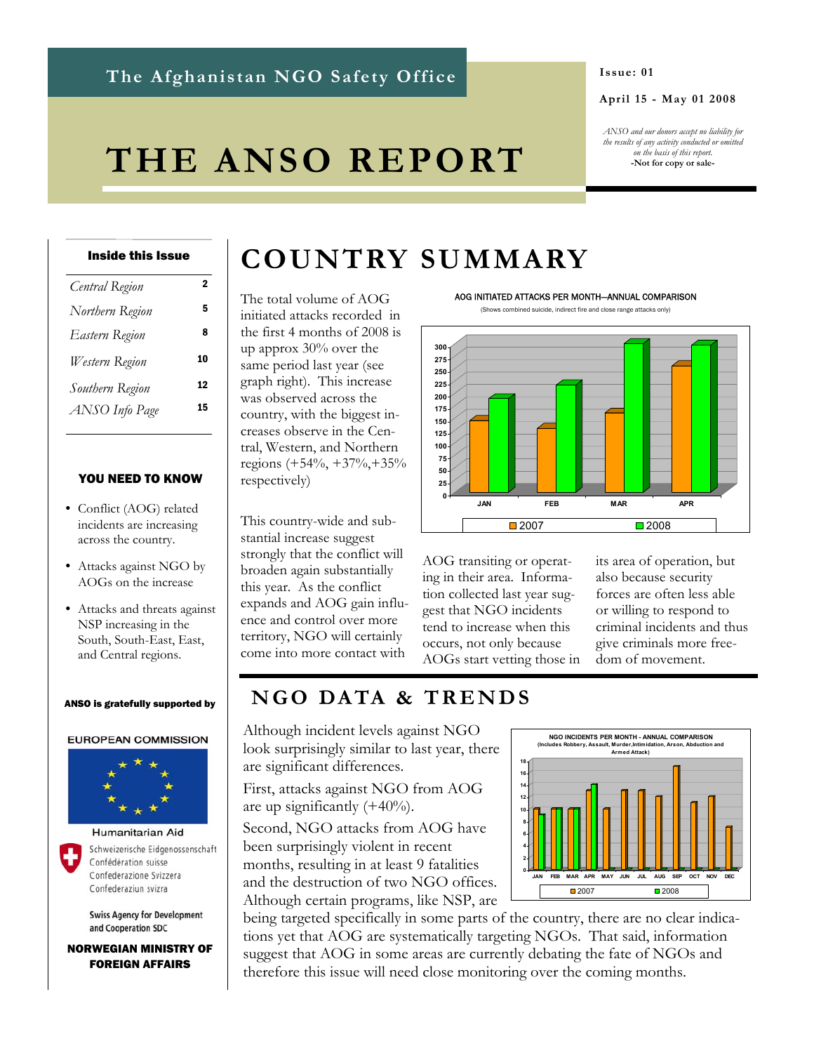The Afghanistan NGO Safety Office

Issue: 01

April 15 - May 01 2008

*ANSO and our donors accept no liability for the results of any activity conducted or omitted on the basis of this report.*
**-Not for copy or sale-**

# THE ANSO REPORT

**Inside this Issue**

| | |
|---|---|
| *Central Region* | 2 |
| *Northern Region* | 5 |
| *Eastern Region* | 8 |
| *Western Region* | 10 |
| *Southern Region* | 12 |
| *ANSO Info Page* | 15 |

**YOU NEED TO KNOW**

- Conflict (AOG) related incidents are increasing across the country.
- Attacks against NGO by AOGs on the increase
- Attacks and threats against NSP increasing in the South, South-East, East, and Central regions.

**ANSO is gratefully supported by**

EUROPEAN COMMISSION

Humanitarian Aid

Schweizerische Eidgenossenschaft
Confédération suisse
Confederazione Svizzera
Confederaziun svizra

Swiss Agency for Development and Cooperation SDC

NORWEGIAN MINISTRY OF FOREIGN AFFAIRS

# COUNTRY SUMMARY

The total volume of AOG initiated attacks recorded in the first 4 months of 2008 is up approx 30% over the same period last year (see graph right). This increase was observed across the country, with the biggest increases observe in the Central, Western, and Northern regions (+54%, +37%,+35% respectively)

AOG INITIATED ATTACKS PER MONTH—ANNUAL COMPARISON
(Shows combined suicide, indirect fire and close range attacks only)

This country-wide and substantial increase suggest strongly that the conflict will broaden again substantially this year. As the conflict expands and AOG gain influence and control over more territory, NGO will certainly come into more contact with AOG transiting or operating in their area. Information collected last year suggest that NGO incidents tend to increase when this occurs, not only because AOGs start vetting those in its area of operation, but also because security forces are often less able or willing to respond to criminal incidents and thus give criminals more freedom of movement.

## NGO DATA & TRENDS

Although incident levels against NGO look surprisingly similar to last year, there are significant differences.

First, attacks against NGO from AOG are up significantly (+40%).

Second, NGO attacks from AOG have been surprisingly violent in recent months, resulting in at least 9 fatalities and the destruction of two NGO offices. Although certain programs, like NSP, are being targeted specifically in some parts of the country, there are no clear indications yet that AOG are systematically targeting NGOs. That said, information suggest that AOG in some areas are currently debating the fate of NGOs and therefore this issue will need close monitoring over the coming months.

NGO INCIDENTS PER MONTH - ANNUAL COMPARISON
(Includes Robbery, Assault, Murder,Intimidation, Arson, Abduction and Armed Attack)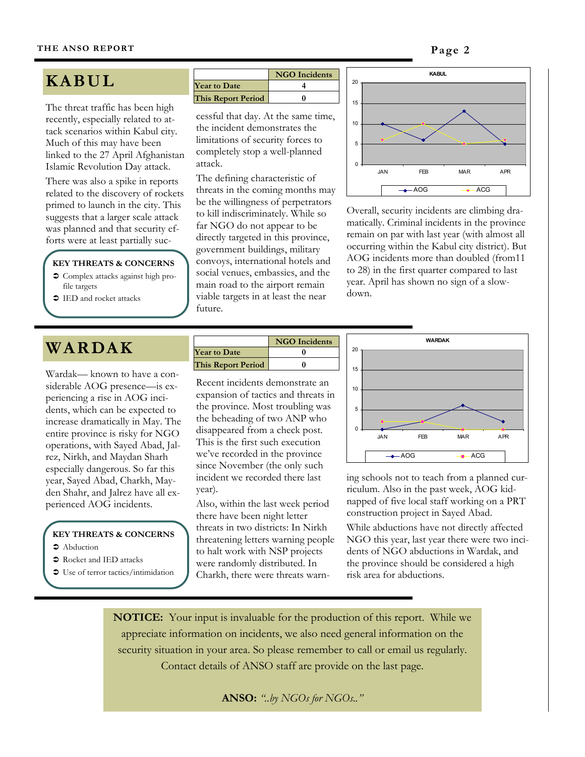# KABUL

| | NGO Incidents |
|---|---|
| Year to Date | 4 |
| This Report Period | 0 |

The threat traffic has been high recently, especially related to attack scenarios within Kabul city. Much of this may have been linked to the 27 April Afghanistan Islamic Revolution Day attack.

There was also a spike in reports related to the discovery of rockets primed to launch in the city. This suggests that a larger scale attack was planned and that security efforts were at least partially successful that day. At the same time, the incident demonstrates the limitations of security forces to completely stop a well-planned attack.

The defining characteristic of threats in the coming months may be the willingness of perpetrators to kill indiscriminately. While so far NGO do not appear to be directly targeted in this province, government buildings, military convoys, international hotels and social venues, embassies, and the main road to the airport remain viable targets in at least the near future.

**KEY THREATS & CONCERNS**

- Complex attacks against high profile targets
- IED and rocket attacks

Overall, security incidents are climbing dramatically. Criminal incidents in the province remain on par with last year (with almost all occurring within the Kabul city district). But AOG incidents more than doubled (from11 to 28) in the first quarter compared to last year. April has shown no sign of a slowdown.

# WARDAK

| | NGO Incidents |
|---|---|
| Year to Date | 0 |
| This Report Period | 0 |

Wardak— known to have a considerable AOG presence—is experiencing a rise in AOG incidents, which can be expected to increase dramatically in May. The entire province is risky for NGO operations, with Sayed Abad, Jalrez, Nirkh, and Maydan Sharh especially dangerous. So far this year, Sayed Abad, Charkh, Mayden Shahr, and Jalrez have all experienced AOG incidents.

**KEY THREATS & CONCERNS**

- Abduction
- Rocket and IED attacks
- Use of terror tactics/intimidation

Recent incidents demonstrate an expansion of tactics and threats in the province. Most troubling was the beheading of two ANP who disappeared from a check post. This is the first such execution we've recorded in the province since November (the only such incident we recorded there last year).

Also, within the last week period there have been night letter threats in two districts: In Nirkh threatening letters warning people to halt work with NSP projects were randomly distributed. In Charkh, there were threats warning schools not to teach from a planned curriculum. Also in the past week, AOG kidnapped of five local staff working on a PRT construction project in Sayed Abad.

While abductions have not directly affected NGO this year, last year there were two incidents of NGO abductions in Wardak, and the province should be considered a high risk area for abductions.

**NOTICE:** Your input is invaluable for the production of this report. While we appreciate information on incidents, we also need general information on the security situation in your area. So please remember to call or email us regularly. Contact details of ANSO staff are provide on the last page.

**ANSO:** *"..by NGOs for NGOs.."*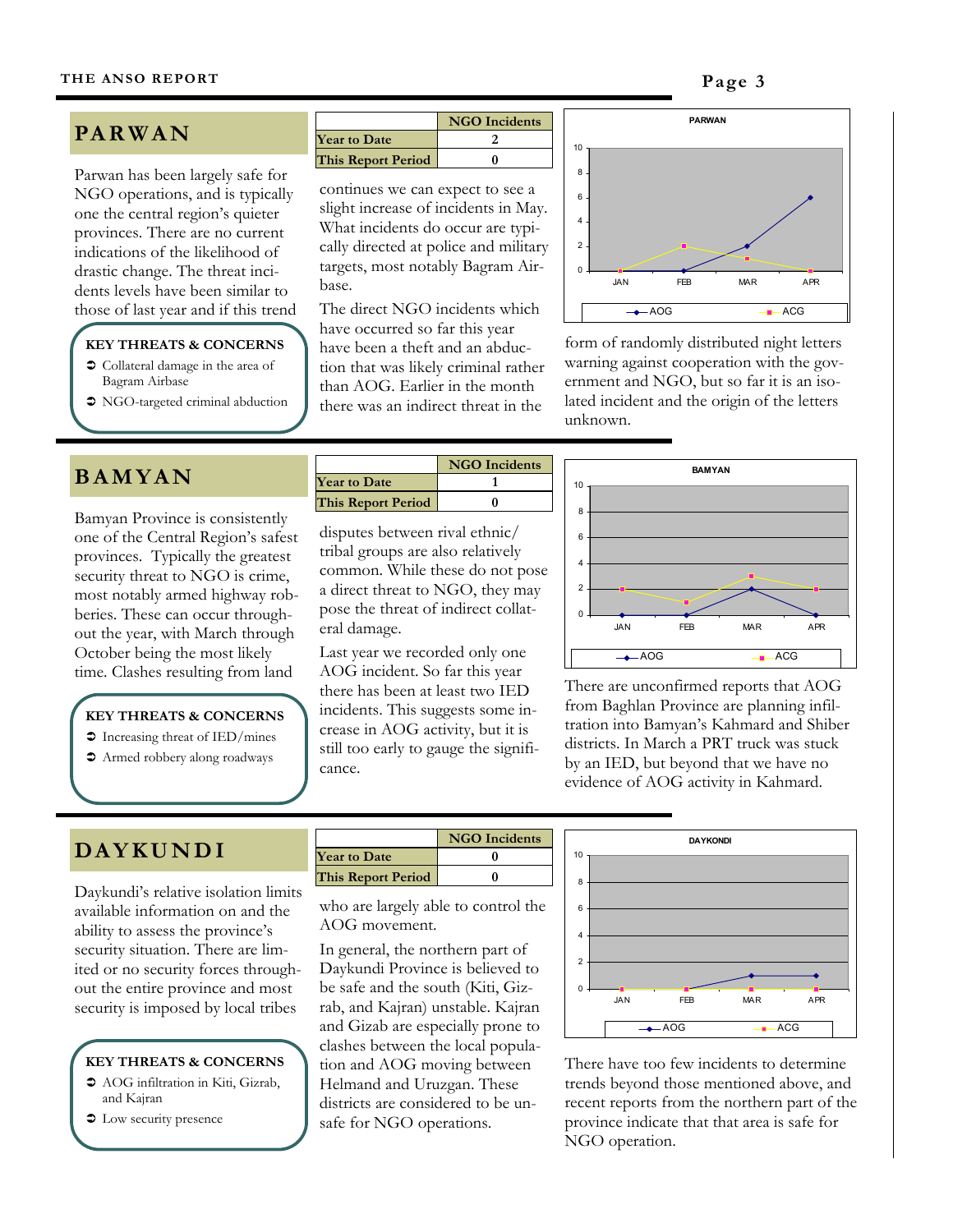## PARWAN

| | NGO Incidents |
|---|---|
| Year to Date | 2 |
| This Report Period | 0 |

Parwan has been largely safe for NGO operations, and is typically one the central region's quieter provinces. There are no current indications of the likelihood of drastic change. The threat incidents levels have been similar to those of last year and if this trend continues we can expect to see a slight increase of incidents in May. What incidents do occur are typically directed at police and military targets, most notably Bagram Airbase.

The direct NGO incidents which have occurred so far this year have been a theft and an abduction that was likely criminal rather than AOG. Earlier in the month there was an indirect threat in the form of randomly distributed night letters warning against cooperation with the government and NGO, but so far it is an isolated incident and the origin of the letters unknown.

**KEY THREATS & CONCERNS**

- Collateral damage in the area of Bagram Airbase
- NGO-targeted criminal abduction

## BAMYAN

| | NGO Incidents |
|---|---|
| Year to Date | 1 |
| This Report Period | 0 |

Bamyan Province is consistently one of the Central Region's safest provinces. Typically the greatest security threat to NGO is crime, most notably armed highway robberies. These can occur throughout the year, with March through October being the most likely time. Clashes resulting from land disputes between rival ethnic/tribal groups are also relatively common. While these do not pose a direct threat to NGO, they may pose the threat of indirect collateral damage.

Last year we recorded only one AOG incident. So far this year there has been at least two IED incidents. This suggests some increase in AOG activity, but it is still too early to gauge the significance.

There are unconfirmed reports that AOG from Baghlan Province are planning infiltration into Bamyan's Kahmard and Shiber districts. In March a PRT truck was stuck by an IED, but beyond that we have no evidence of AOG activity in Kahmard.

**KEY THREATS & CONCERNS**

- Increasing threat of IED/mines
- Armed robbery along roadways

## DAYKUNDI

| | NGO Incidents |
|---|---|
| Year to Date | 0 |
| This Report Period | 0 |

Daykundi's relative isolation limits available information on and the ability to assess the province's security situation. There are limited or no security forces throughout the entire province and most security is imposed by local tribes who are largely able to control the AOG movement.

In general, the northern part of Daykundi Province is believed to be safe and the south (Kiti, Gizrab, and Kajran) unstable. Kajran and Gizab are especially prone to clashes between the local population and AOG moving between Helmand and Uruzgan. These districts are considered to be unsafe for NGO operations.

There have too few incidents to determine trends beyond those mentioned above, and recent reports from the northern part of the province indicate that that area is safe for NGO operation.

**KEY THREATS & CONCERNS**

- AOG infiltration in Kiti, Gizrab, and Kajran
- Low security presence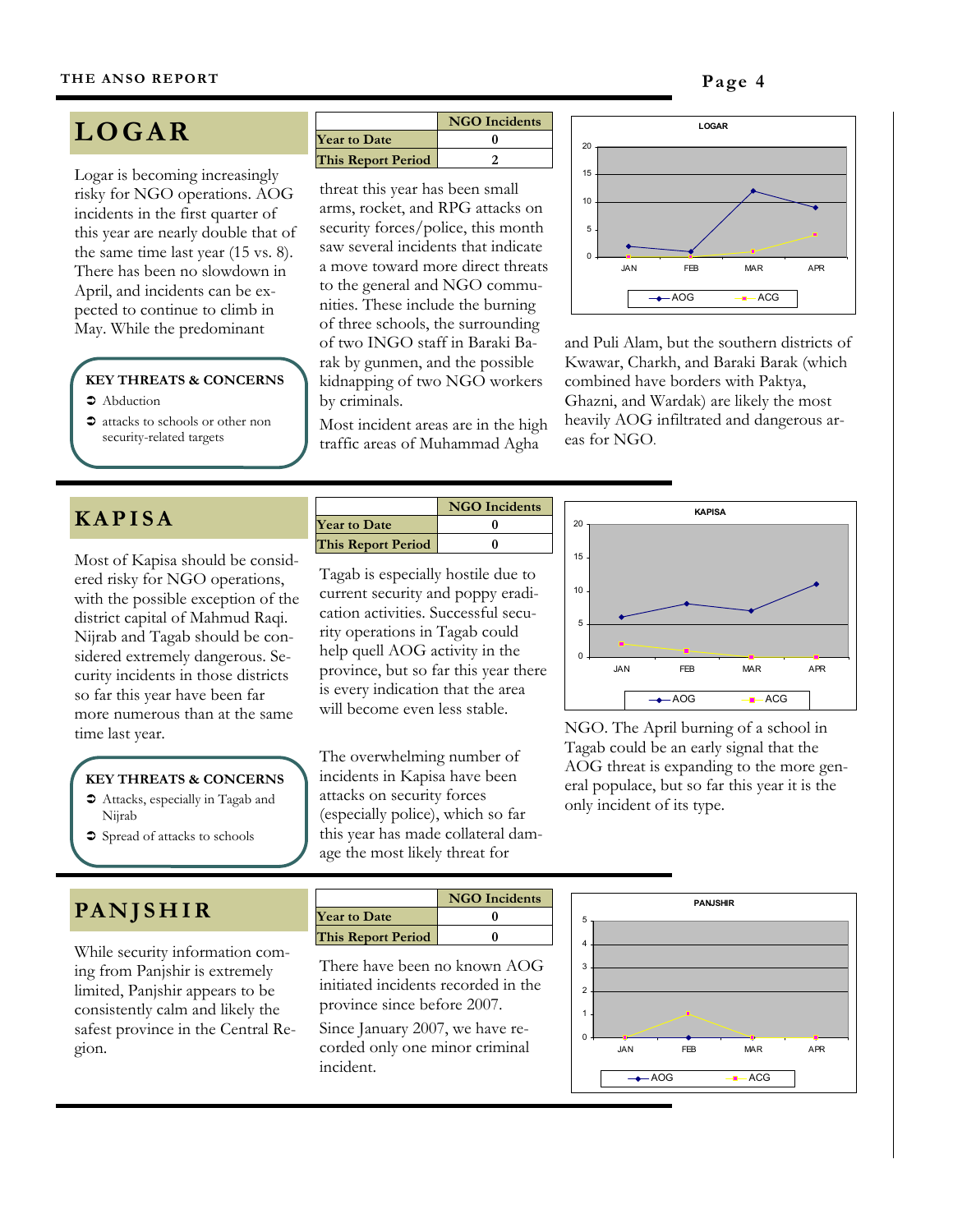# LOGAR

| | NGO Incidents |
|---|---|
| Year to Date | 0 |
| This Report Period | 2 |

Logar is becoming increasingly risky for NGO operations. AOG incidents in the first quarter of this year are nearly double that of the same time last year (15 vs. 8). There has been no slowdown in April, and incidents can be expected to continue to climb in May. While the predominant threat this year has been small arms, rocket, and RPG attacks on security forces/police, this month saw several incidents that indicate a move toward more direct threats to the general and NGO communities. These include the burning of three schools, the surrounding of two INGO staff in Baraki Barak by gunmen, and the possible kidnapping of two NGO workers by criminals.

Most incident areas are in the high traffic areas of Muhammad Agha and Puli Alam, but the southern districts of Kwawar, Charkh, and Baraki Barak (which combined have borders with Paktya, Ghazni, and Wardak) are likely the most heavily AOG infiltrated and dangerous areas for NGO.

**KEY THREATS & CONCERNS**

- Abduction
- attacks to schools or other non security-related targets

# KAPISA

| | NGO Incidents |
|---|---|
| Year to Date | 0 |
| This Report Period | 0 |

Most of Kapisa should be considered risky for NGO operations, with the possible exception of the district capital of Mahmud Raqi. Nijrab and Tagab should be considered extremely dangerous. Security incidents in those districts so far this year have been far more numerous than at the same time last year.

Tagab is especially hostile due to current security and poppy eradication activities. Successful security operations in Tagab could help quell AOG activity in the province, but so far this year there is every indication that the area will become even less stable.

The overwhelming number of incidents in Kapisa have been attacks on security forces (especially police), which so far this year has made collateral damage the most likely threat for NGO. The April burning of a school in Tagab could be an early signal that the AOG threat is expanding to the more general populace, but so far this year it is the only incident of its type.

**KEY THREATS & CONCERNS**

- Attacks, especially in Tagab and Nijrab
- Spread of attacks to schools

# PANJSHIR

| | NGO Incidents |
|---|---|
| Year to Date | 0 |
| This Report Period | 0 |

While security information coming from Panjshir is extremely limited, Panjshir appears to be consistently calm and likely the safest province in the Central Region.

There have been no known AOG initiated incidents recorded in the province since before 2007.

Since January 2007, we have recorded only one minor criminal incident.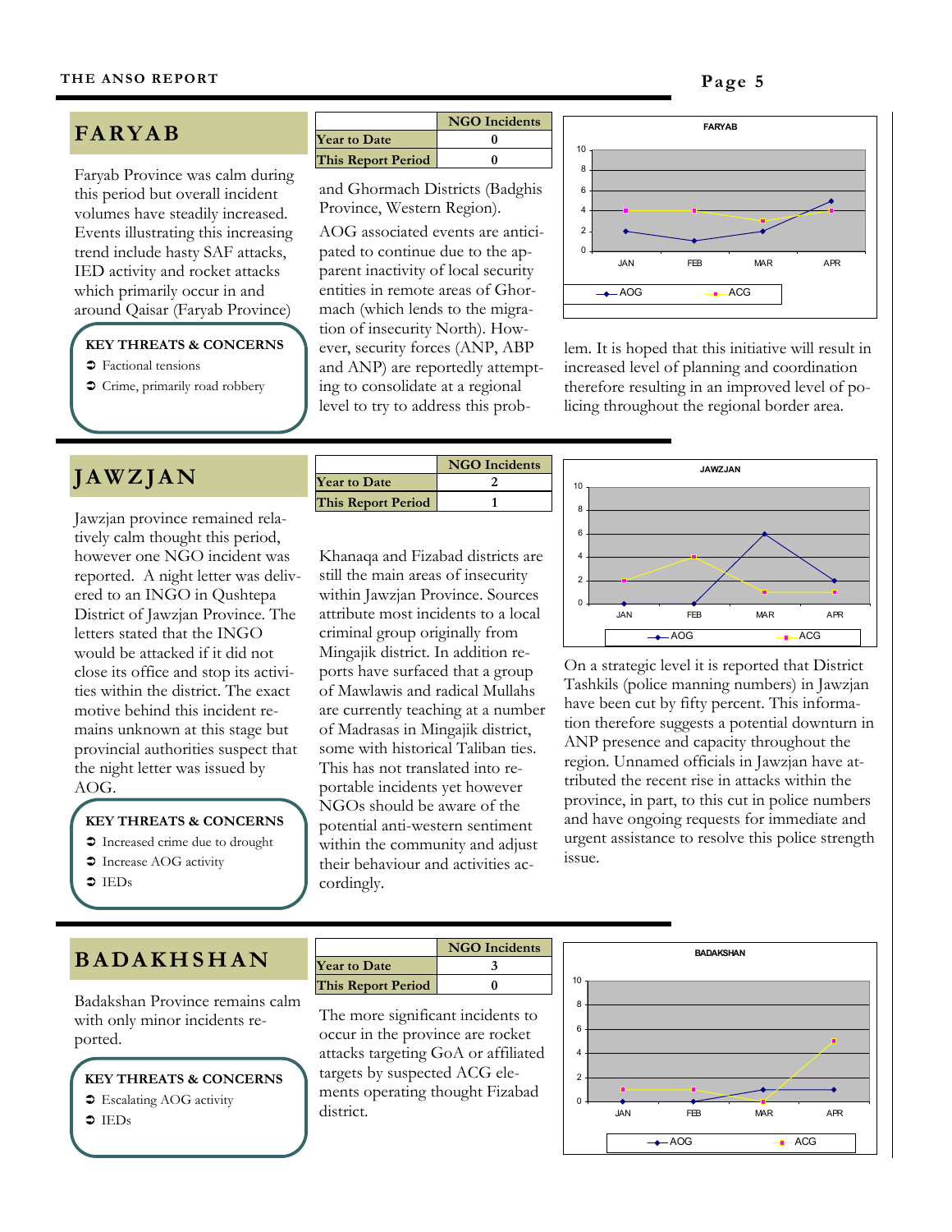## FARYAB

| | NGO Incidents |
|---|---|
| Year to Date | 0 |
| This Report Period | 0 |

Faryab Province was calm during this period but overall incident volumes have steadily increased. Events illustrating this increasing trend include hasty SAF attacks, IED activity and rocket attacks which primarily occur in and around Qaisar (Faryab Province) and Ghormach Districts (Badghis Province, Western Region).

AOG associated events are anticipated to continue due to the apparent inactivity of local security entities in remote areas of Ghormach (which lends to the migration of insecurity North). However, security forces (ANP, ABP and ANP) are reportedly attempting to consolidate at a regional level to try to address this problem. It is hoped that this initiative will result in increased level of planning and coordination therefore resulting in an improved level of policing throughout the regional border area.

**KEY THREATS & CONCERNS**

- Factional tensions
- Crime, primarily road robbery

## JAWZJAN

| | NGO Incidents |
|---|---|
| Year to Date | 2 |
| This Report Period | 1 |

Jawzjan province remained relatively calm thought this period, however one NGO incident was reported. A night letter was delivered to an INGO in Qushtepa District of Jawzjan Province. The letters stated that the INGO would be attacked if it did not close its office and stop its activities within the district. The exact motive behind this incident remains unknown at this stage but provincial authorities suspect that the night letter was issued by AOG.

Khanaqa and Fizabad districts are still the main areas of insecurity within Jawzjan Province. Sources attribute most incidents to a local criminal group originally from Mingajik district. In addition reports have surfaced that a group of Mawlawis and radical Mullahs are currently teaching at a number of Madrasas in Mingajik district, some with historical Taliban ties. This has not translated into reportable incidents yet however NGOs should be aware of the potential anti-western sentiment within the community and adjust their behaviour and activities accordingly.

On a strategic level it is reported that District Tashkils (police manning numbers) in Jawzjan have been cut by fifty percent. This information therefore suggests a potential downturn in ANP presence and capacity throughout the region. Unnamed officials in Jawzjan have attributed the recent rise in attacks within the province, in part, to this cut in police numbers and have ongoing requests for immediate and urgent assistance to resolve this police strength issue.

**KEY THREATS & CONCERNS**

- Increased crime due to drought
- Increase AOG activity
- IEDs

## BADAKHSHAN

| | NGO Incidents |
|---|---|
| Year to Date | 3 |
| This Report Period | 0 |

Badakshan Province remains calm with only minor incidents reported.

The more significant incidents to occur in the province are rocket attacks targeting GoA or affiliated targets by suspected ACG elements operating thought Fizabad district.

**KEY THREATS & CONCERNS**

- Escalating AOG activity
- IEDs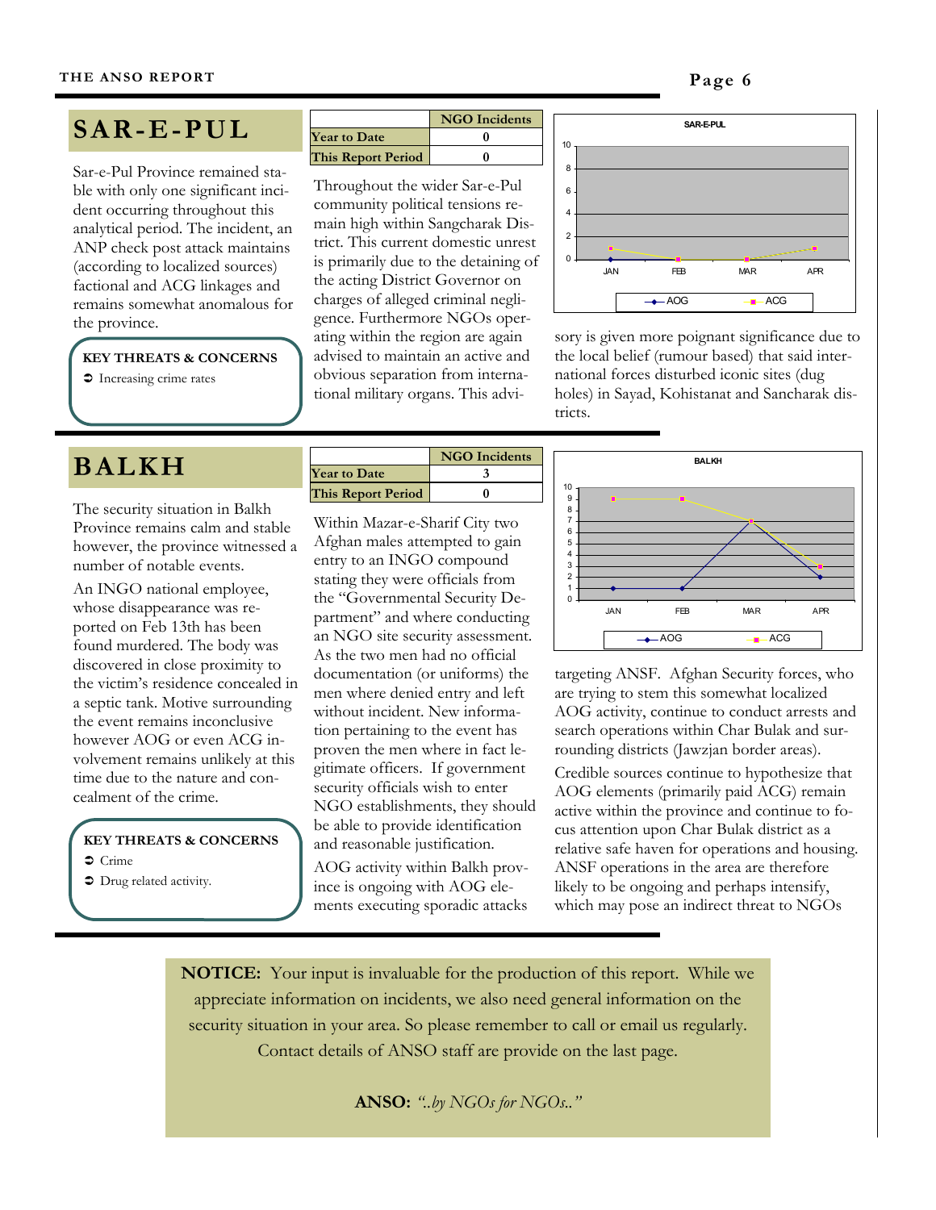## SAR-E-PUL

Sar-e-Pul Province remained stable with only one significant incident occurring throughout this analytical period. The incident, an ANP check post attack maintains (according to localized sources) factional and ACG linkages and remains somewhat anomalous for the province.

**KEY THREATS & CONCERNS**

- Increasing crime rates

| | NGO Incidents |
|---|---|
| **Year to Date** | 0 |
| **This Report Period** | 0 |

Throughout the wider Sar-e-Pul community political tensions remain high within Sangcharak District. This current domestic unrest is primarily due to the detaining of the acting District Governor on charges of alleged criminal negligence. Furthermore NGOs operating within the region are again advised to maintain an active and obvious separation from international military organs. This advisory is given more poignant significance due to the local belief (rumour based) that said international forces disturbed iconic sites (dug holes) in Sayad, Kohistanat and Sancharak districts.

## BALKH

The security situation in Balkh Province remains calm and stable however, the province witnessed a number of notable events.

An INGO national employee, whose disappearance was reported on Feb 13th has been found murdered. The body was discovered in close proximity to the victim's residence concealed in a septic tank. Motive surrounding the event remains inconclusive however AOG or even ACG involvement remains unlikely at this time due to the nature and concealment of the crime.

**KEY THREATS & CONCERNS**

- Crime
- Drug related activity.

| | NGO Incidents |
|---|---|
| **Year to Date** | 3 |
| **This Report Period** | 0 |

Within Mazar-e-Sharif City two Afghan males attempted to gain entry to an INGO compound stating they were officials from the "Governmental Security Department" and where conducting an NGO site security assessment. As the two men had no official documentation (or uniforms) the men where denied entry and left without incident. New information pertaining to the event has proven the men where in fact legitimate officers. If government security officials wish to enter NGO establishments, they should be able to provide identification and reasonable justification.

AOG activity within Balkh province is ongoing with AOG elements executing sporadic attacks targeting ANSF. Afghan Security forces, who are trying to stem this somewhat localized AOG activity, continue to conduct arrests and search operations within Char Bulak and surrounding districts (Jawzjan border areas).

Credible sources continue to hypothesize that AOG elements (primarily paid ACG) remain active within the province and continue to focus attention upon Char Bulak district as a relative safe haven for operations and housing. ANSF operations in the area are therefore likely to be ongoing and perhaps intensify, which may pose an indirect threat to NGOs

**NOTICE:** Your input is invaluable for the production of this report. While we appreciate information on incidents, we also need general information on the security situation in your area. So please remember to call or email us regularly. Contact details of ANSO staff are provide on the last page.

**ANSO:** *"..by NGOs for NGOs.."*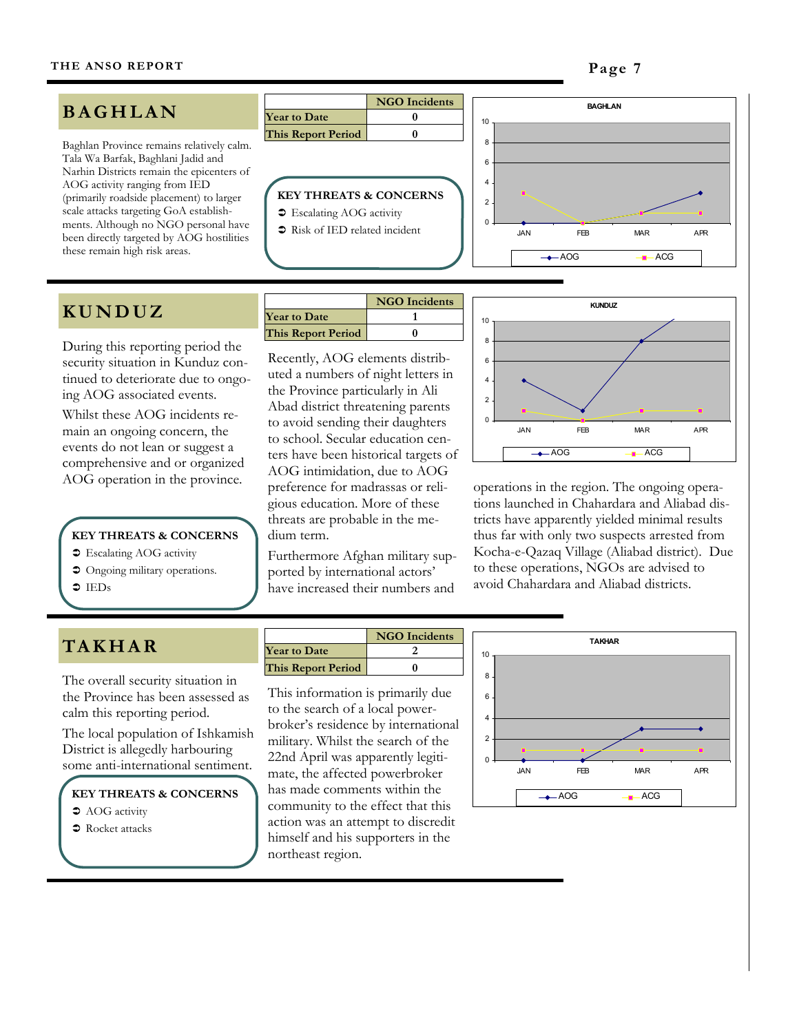## BAGHLAN

Baghlan Province remains relatively calm. Tala Wa Barfak, Baghlani Jadid and Narhin Districts remain the epicenters of AOG activity ranging from IED (primarily roadside placement) to larger scale attacks targeting GoA establishments. Although no NGO personal have been directly targeted by AOG hostilities these remain high risk areas.

| | NGO Incidents |
|---|---|
| Year to Date | 0 |
| This Report Period | 0 |

**KEY THREATS & CONCERNS**

- Escalating AOG activity
- Risk of IED related incident

## KUNDUZ

During this reporting period the security situation in Kunduz continued to deteriorate due to ongoing AOG associated events.

Whilst these AOG incidents remain an ongoing concern, the events do not lean or suggest a comprehensive and or organized AOG operation in the province.

| | NGO Incidents |
|---|---|
| Year to Date | 1 |
| This Report Period | 0 |

Recently, AOG elements distributed a numbers of night letters in the Province particularly in Ali Abad district threatening parents to avoid sending their daughters to school. Secular education centers have been historical targets of AOG intimidation, due to AOG preference for madrassas or religious education. More of these threats are probable in the medium term.

Furthermore Afghan military supported by international actors' have increased their numbers and operations in the region. The ongoing operations launched in Chahardara and Aliabad districts have apparently yielded minimal results thus far with only two suspects arrested from Kocha-e-Qazaq Village (Aliabad district). Due to these operations, NGOs are advised to avoid Chahardara and Aliabad districts.

**KEY THREATS & CONCERNS**

- Escalating AOG activity
- Ongoing military operations.
- IEDs

## TAKHAR

The overall security situation in the Province has been assessed as calm this reporting period.

The local population of Ishkamish District is allegedly harbouring some anti-international sentiment.

| | NGO Incidents |
|---|---|
| Year to Date | 2 |
| This Report Period | 0 |

This information is primarily due to the search of a local powerbroker's residence by international military. Whilst the search of the 22nd April was apparently legitimate, the affected powerbroker has made comments within the community to the effect that this action was an attempt to discredit himself and his supporters in the northeast region.

**KEY THREATS & CONCERNS**

- AOG activity
- Rocket attacks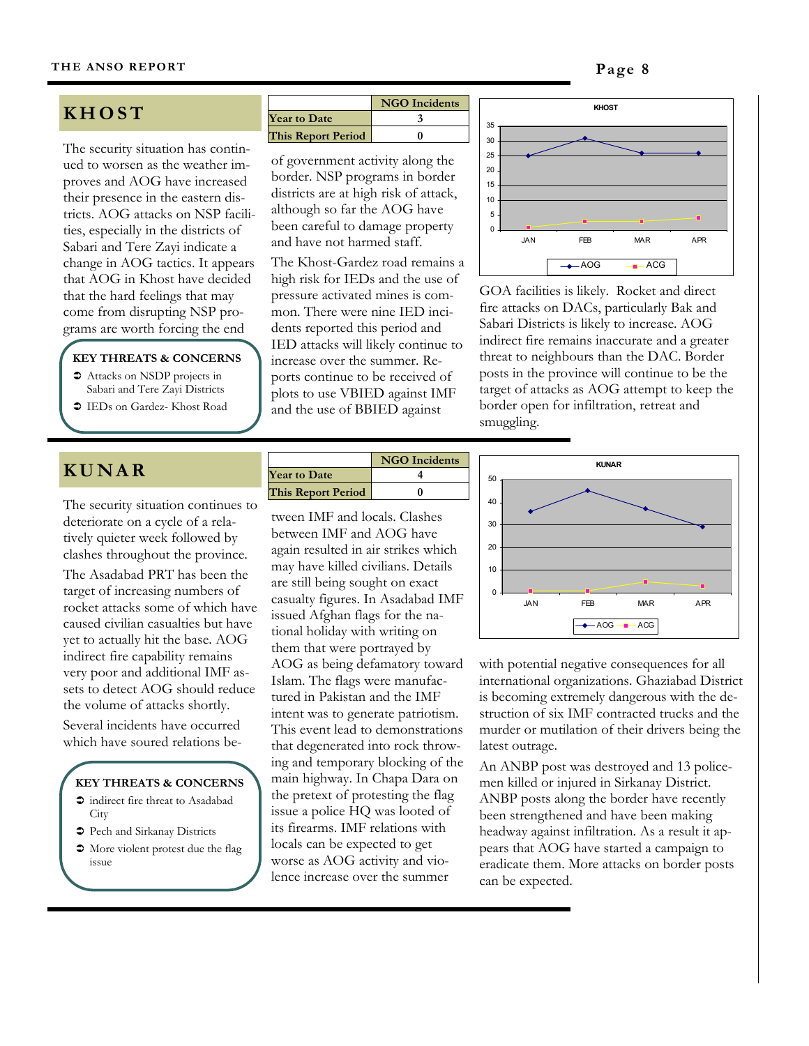## KHOST

| | NGO Incidents |
|---|---|
| Year to Date | 3 |
| This Report Period | 0 |

The security situation has continued to worsen as the weather improves and AOG have increased their presence in the eastern districts. AOG attacks on NSP facilities, especially in the districts of Sabari and Tere Zayi indicate a change in AOG tactics. It appears that AOG in Khost have decided that the hard feelings that may come from disrupting NSP programs are worth forcing the end of government activity along the border. NSP programs in border districts are at high risk of attack, although so far the AOG have been careful to damage property and have not harmed staff.

The Khost-Gardez road remains a high risk for IEDs and the use of pressure activated mines is common. There were nine IED incidents reported this period and IED attacks will likely continue to increase over the summer. Reports continue to be received of plots to use VBIED against IMF and the use of BBIED against GOA facilities is likely. Rocket and direct fire attacks on DACs, particularly Bak and Sabari Districts is likely to increase. AOG indirect fire remains inaccurate and a greater threat to neighbours than the DAC. Border posts in the province will continue to be the target of attacks as AOG attempt to keep the border open for infiltration, retreat and smuggling.

**KEY THREATS & CONCERNS**

- Attacks on NSDP projects in Sabari and Tere Zayi Districts
- IEDs on Gardez- Khost Road

## KUNAR

| | NGO Incidents |
|---|---|
| Year to Date | 4 |
| This Report Period | 0 |

The security situation continues to deteriorate on a cycle of a relatively quieter week followed by clashes throughout the province.

The Asadabad PRT has been the target of increasing numbers of rocket attacks some of which have caused civilian casualties but have yet to actually hit the base. AOG indirect fire capability remains very poor and additional IMF assets to detect AOG should reduce the volume of attacks shortly.

Several incidents have occurred which have soured relations between IMF and locals. Clashes between IMF and AOG have again resulted in air strikes which may have killed civilians. Details are still being sought on exact casualty figures. In Asadabad IMF issued Afghan flags for the national holiday with writing on them that were portrayed by AOG as being defamatory toward Islam. The flags were manufactured in Pakistan and the IMF intent was to generate patriotism. This event lead to demonstrations that degenerated into rock throwing and temporary blocking of the main highway. In Chapa Dara on the pretext of protesting the flag issue a police HQ was looted of its firearms. IMF relations with locals can be expected to get worse as AOG activity and violence increase over the summer with potential negative consequences for all international organizations. Ghaziabad District is becoming extremely dangerous with the destruction of six IMF contracted trucks and the murder or mutilation of their drivers being the latest outrage.

An ANBP post was destroyed and 13 policemen killed or injured in Sirkanay District. ANBP posts along the border have recently been strengthened and have been making headway against infiltration. As a result it appears that AOG have started a campaign to eradicate them. More attacks on border posts can be expected.

**KEY THREATS & CONCERNS**

- indirect fire threat to Asadabad City
- Pech and Sirkanay Districts
- More violent protest due the flag issue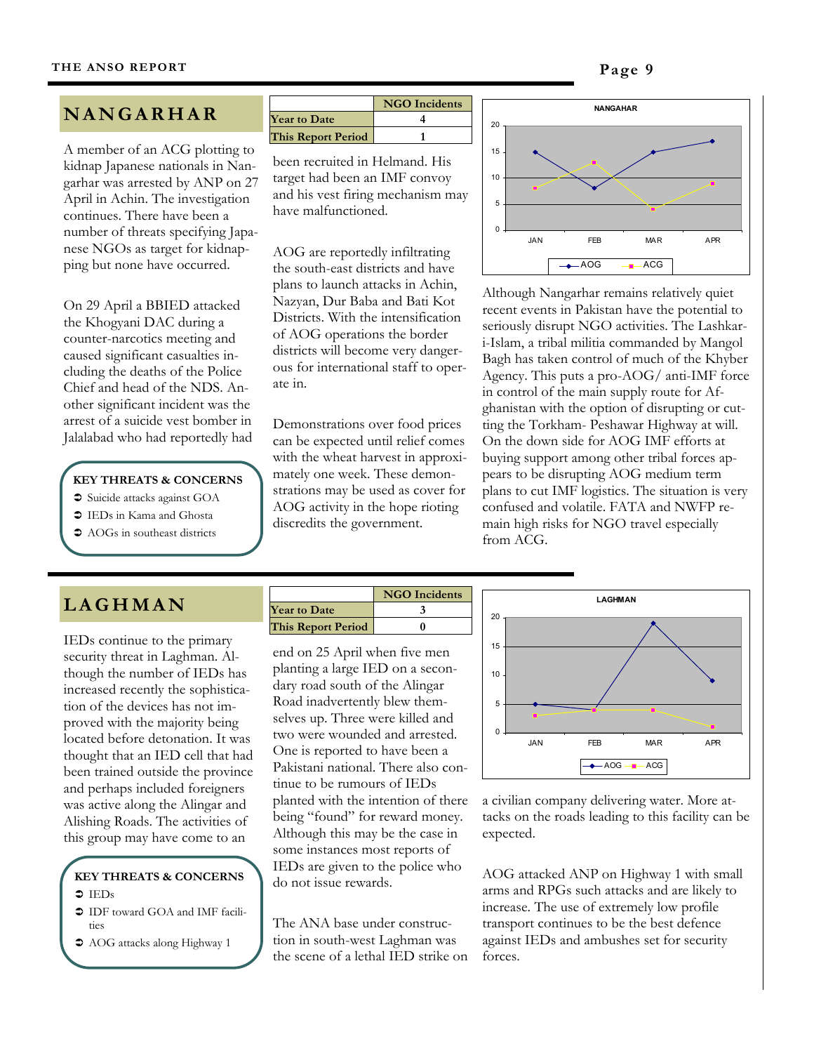## NANGARHAR

| | NGO Incidents |
|---|---|
| Year to Date | 4 |
| This Report Period | 1 |

A member of an ACG plotting to kidnap Japanese nationals in Nangarhar was arrested by ANP on 27 April in Achin. The investigation continues. There have been a number of threats specifying Japanese NGOs as target for kidnapping but none have occurred.

On 29 April a BBIED attacked the Khogyani DAC during a counter-narcotics meeting and caused significant casualties including the deaths of the Police Chief and head of the NDS. Another significant incident was the arrest of a suicide vest bomber in Jalalabad who had reportedly had been recruited in Helmand. His target had been an IMF convoy and his vest firing mechanism may have malfunctioned.

AOG are reportedly infiltrating the south-east districts and have plans to launch attacks in Achin, Nazyan, Dur Baba and Bati Kot Districts. With the intensification of AOG operations the border districts will become very dangerous for international staff to operate in.

Demonstrations over food prices can be expected until relief comes with the wheat harvest in approximately one week. These demonstrations may be used as cover for AOG activity in the hope rioting discredits the government.

**KEY THREATS & CONCERNS**

- Suicide attacks against GOA
- IEDs in Kama and Ghosta
- AOGs in southeast districts

NANGAHAR

| | JAN | FEB | MAR | APR |
|---|---|---|---|---|
| AOG | 15 | 8 | 15 | 17 |
| ACG | 8 | 13 | 4 | 9 |

Although Nangarhar remains relatively quiet recent events in Pakistan have the potential to seriously disrupt NGO activities. The Lashkar-i-Islam, a tribal militia commanded by Mangol Bagh has taken control of much of the Khyber Agency. This puts a pro-AOG/ anti-IMF force in control of the main supply route for Afghanistan with the option of disrupting or cutting the Torkham- Peshawar Highway at will. On the down side for AOG IMF efforts at buying support among other tribal forces appears to be disrupting AOG medium term plans to cut IMF logistics. The situation is very confused and volatile. FATA and NWFP remain high risks for NGO travel especially from ACG.

## LAGHMAN

| | NGO Incidents |
|---|---|
| Year to Date | 3 |
| This Report Period | 0 |

IEDs continue to the primary security threat in Laghman. Although the number of IEDs has increased recently the sophistication of the devices has not improved with the majority being located before detonation. It was thought that an IED cell that had been trained outside the province and perhaps included foreigners was active along the Alingar and Alishing Roads. The activities of this group may have come to an end on 25 April when five men planting a large IED on a secondary road south of the Alingar Road inadvertently blew themselves up. Three were killed and two were wounded and arrested. One is reported to have been a Pakistani national. There also continue to be rumours of IEDs planted with the intention of there being "found" for reward money. Although this may be the case in some instances most reports of IEDs are given to the police who do not issue rewards.

The ANA base under construction in south-west Laghman was the scene of a lethal IED strike on a civilian company delivering water. More attacks on the roads leading to this facility can be expected.

**KEY THREATS & CONCERNS**

- IEDs
- IDF toward GOA and IMF facilities
- AOG attacks along Highway 1

LAGHMAN

| | JAN | FEB | MAR | APR |
|---|---|---|---|---|
| AOG | 5 | 4 | 19 | 9 |
| ACG | 3 | 4 | 4 | 1 |

AOG attacked ANP on Highway 1 with small arms and RPGs such attacks and are likely to increase. The use of extremely low profile transport continues to be the best defence against IEDs and ambushes set for security forces.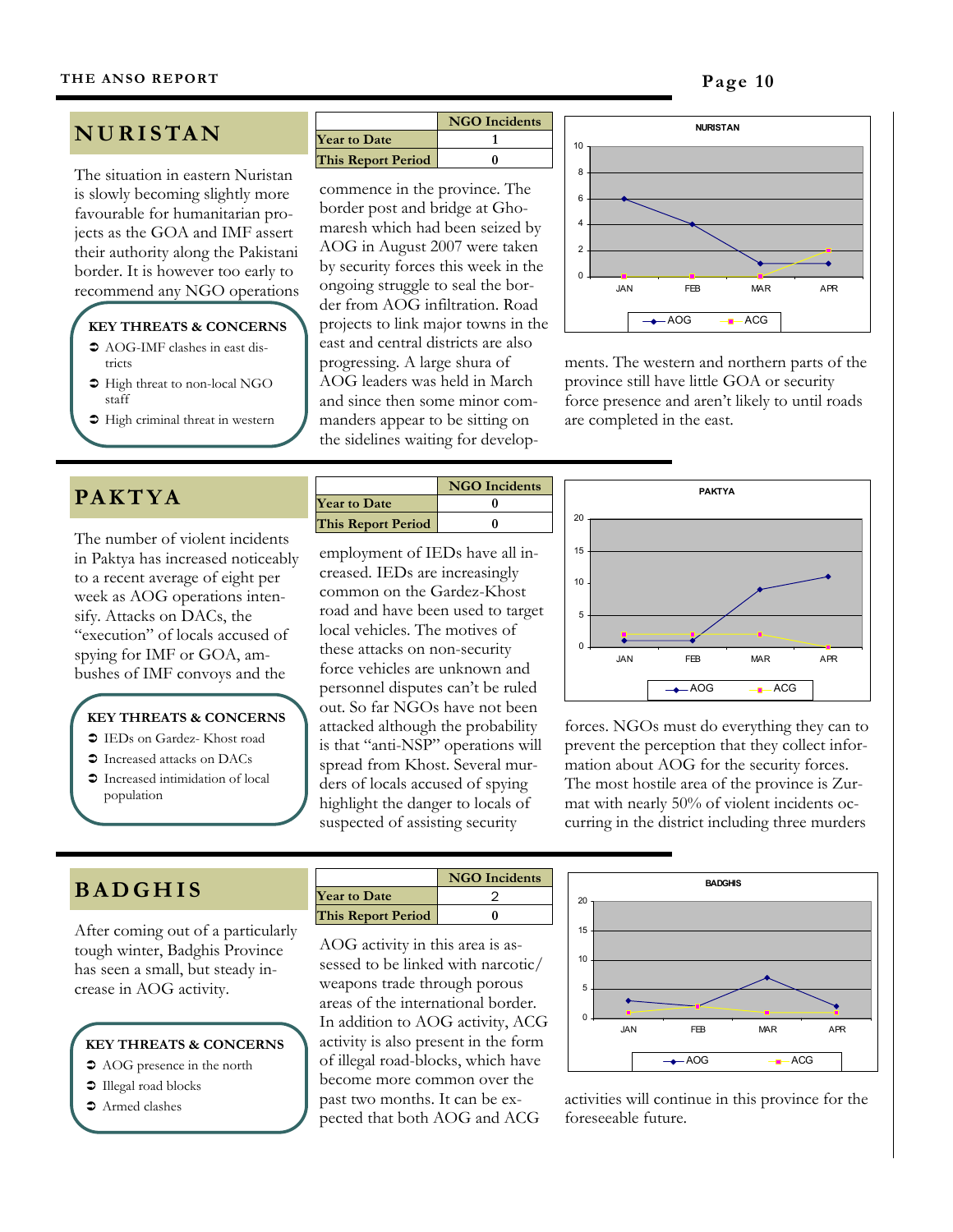## NURISTAN

| | NGO Incidents |
|---|---|
| Year to Date | 1 |
| This Report Period | 0 |

The situation in eastern Nuristan is slowly becoming slightly more favourable for humanitarian projects as the GOA and IMF assert their authority along the Pakistani border. It is however too early to recommend any NGO operations commence in the province. The border post and bridge at Ghomaresh which had been seized by AOG in August 2007 were taken by security forces this week in the ongoing struggle to seal the border from AOG infiltration. Road projects to link major towns in the east and central districts are also progressing. A large shura of AOG leaders was held in March and since then some minor commanders appear to be sitting on the sidelines waiting for developments. The western and northern parts of the province still have little GOA or security force presence and aren't likely to until roads are completed in the east.

**KEY THREATS & CONCERNS**

- AOG-IMF clashes in east districts
- High threat to non-local NGO staff
- High criminal threat in western

## PAKTYA

| | NGO Incidents |
|---|---|
| Year to Date | 0 |
| This Report Period | 0 |

The number of violent incidents in Paktya has increased noticeably to a recent average of eight per week as AOG operations intensify. Attacks on DACs, the "execution" of locals accused of spying for IMF or GOA, ambushes of IMF convoys and the employment of IEDs have all increased. IEDs are increasingly common on the Gardez-Khost road and have been used to target local vehicles. The motives of these attacks on non-security force vehicles are unknown and personnel disputes can't be ruled out. So far NGOs have not been attacked although the probability is that "anti-NSP" operations will spread from Khost. Several murders of locals accused of spying highlight the danger to locals of suspected of assisting security forces. NGOs must do everything they can to prevent the perception that they collect information about AOG for the security forces. The most hostile area of the province is Zurmat with nearly 50% of violent incidents occurring in the district including three murders

**KEY THREATS & CONCERNS**

- IEDs on Gardez- Khost road
- Increased attacks on DACs
- Increased intimidation of local population

## BADGHIS

| | NGO Incidents |
|---|---|
| Year to Date | 2 |
| This Report Period | 0 |

After coming out of a particularly tough winter, Badghis Province has seen a small, but steady increase in AOG activity.

AOG activity in this area is assessed to be linked with narcotic/weapons trade through porous areas of the international border. In addition to AOG activity, ACG activity is also present in the form of illegal road-blocks, which have become more common over the past two months. It can be expected that both AOG and ACG activities will continue in this province for the foreseeable future.

**KEY THREATS & CONCERNS**

- AOG presence in the north
- Illegal road blocks
- Armed clashes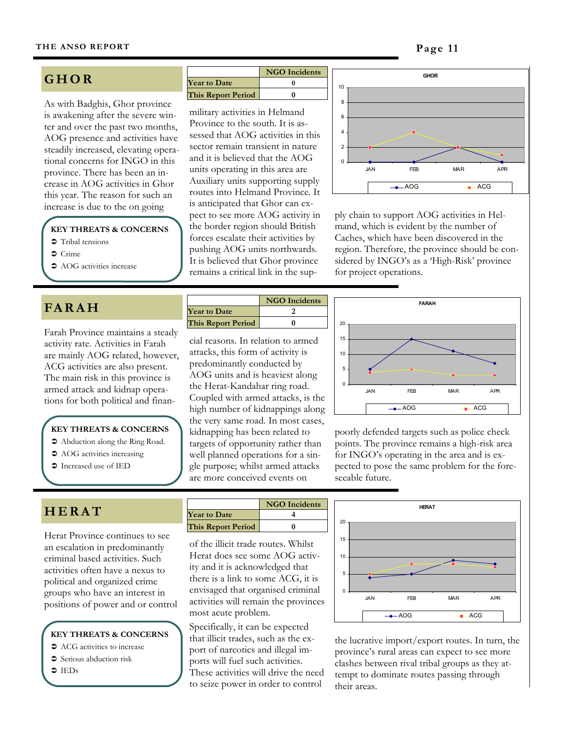## GHOR

| | NGO Incidents |
|---|---|
| Year to Date | 0 |
| This Report Period | 0 |

As with Badghis, Ghor province is awakening after the severe winter and over the past two months, AOG presence and activities have steadily increased, elevating operational concerns for INGO in this province. There has been an increase in AOG activities in Ghor this year. The reason for such an increase is due to the on going military activities in Helmand Province to the south. It is assessed that AOG activities in this sector remain transient in nature and it is believed that the AOG units operating in this area are Auxiliary units supporting supply routes into Helmand Province. It is anticipated that Ghor can expect to see more AOG activity in the border region should British forces escalate their activities by pushing AOG units northwards. It is believed that Ghor province remains a critical link in the supply chain to support AOG activities in Helmand, which is evident by the number of Caches, which have been discovered in the region. Therefore, the province should be considered by INGO's as a 'High-Risk' province for project operations.

**KEY THREATS & CONCERNS**

- Tribal tensions
- Crime
- AOG activities increase

## FARAH

| | NGO Incidents |
|---|---|
| Year to Date | 2 |
| This Report Period | 0 |

Farah Province maintains a steady activity rate. Activities in Farah are mainly AOG related, however, ACG activities are also present. The main risk in this province is armed attack and kidnap operations for both political and financial reasons. In relation to armed attacks, this form of activity is predominantly conducted by AOG units and is heaviest along the Herat-Kandahar ring road. Coupled with armed attacks, is the high number of kidnappings along the very same road. In most cases, kidnapping has been related to targets of opportunity rather than well planned operations for a single purpose; whilst armed attacks are more conceived events on poorly defended targets such as police check points. The province remains a high-risk area for INGO's operating in the area and is expected to pose the same problem for the foreseeable future.

**KEY THREATS & CONCERNS**

- Abduction along the Ring Road.
- AOG activities increasing
- Increased use of IED

## HERAT

| | NGO Incidents |
|---|---|
| Year to Date | 4 |
| This Report Period | 0 |

Herat Province continues to see an escalation in predominantly criminal based activities. Such activities often have a nexus to political and organized crime groups who have an interest in positions of power and or control of the illicit trade routes. Whilst Herat does see some AOG activity and it is acknowledged that there is a link to some ACG, it is envisaged that organised criminal activities will remain the provinces most acute problem.

Specifically, it can be expected that illicit trades, such as the export of narcotics and illegal imports will fuel such activities. These activities will drive the need to seize power in order to control the lucrative import/export routes. In turn, the province's rural areas can expect to see more clashes between rival tribal groups as they attempt to dominate routes passing through their areas.

**KEY THREATS & CONCERNS**

- ACG activities to increase
- Serious abduction risk
- IEDs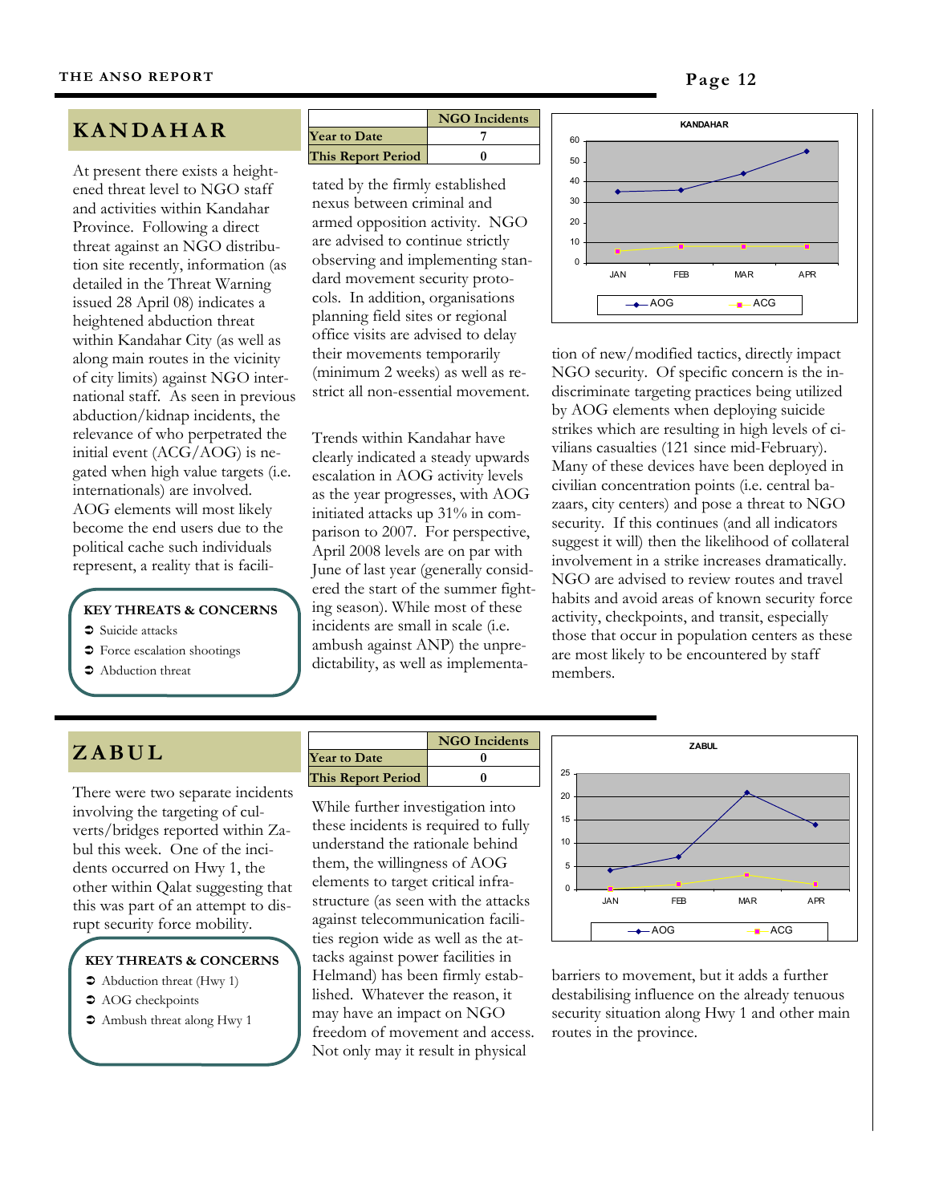## KANDAHAR

| | NGO Incidents |
|---|---|
| Year to Date | 7 |
| This Report Period | 0 |

At present there exists a heightened threat level to NGO staff and activities within Kandahar Province. Following a direct threat against an NGO distribution site recently, information (as detailed in the Threat Warning issued 28 April 08) indicates a heightened abduction threat within Kandahar City (as well as along main routes in the vicinity of city limits) against NGO international staff. As seen in previous abduction/kidnap incidents, the relevance of who perpetrated the initial event (ACG/AOG) is negated when high value targets (i.e. internationals) are involved. AOG elements will most likely become the end users due to the political cache such individuals represent, a reality that is facilitated by the firmly established nexus between criminal and armed opposition activity. NGO are advised to continue strictly observing and implementing standard movement security protocols. In addition, organisations planning field sites or regional office visits are advised to delay their movements temporarily (minimum 2 weeks) as well as restrict all non-essential movement.

Trends within Kandahar have clearly indicated a steady upwards escalation in AOG activity levels as the year progresses, with AOG initiated attacks up 31% in comparison to 2007. For perspective, April 2008 levels are on par with June of last year (generally considered the start of the summer fighting season). While most of these incidents are small in scale (i.e. ambush against ANP) the unpredictability, as well as implementation of new/modified tactics, directly impact NGO security. Of specific concern is the indiscriminate targeting practices being utilized by AOG elements when deploying suicide strikes which are resulting in high levels of civilians casualties (121 since mid-February). Many of these devices have been deployed in civilian concentration points (i.e. central bazaars, city centers) and pose a threat to NGO security. If this continues (and all indicators suggest it will) then the likelihood of collateral involvement in a strike increases dramatically. NGO are advised to review routes and travel habits and avoid areas of known security force activity, checkpoints, and transit, especially those that occur in population centers as these are most likely to be encountered by staff members.

**KEY THREATS & CONCERNS**

- Suicide attacks
- Force escalation shootings
- Abduction threat

## ZABUL

| | NGO Incidents |
|---|---|
| Year to Date | 0 |
| This Report Period | 0 |

There were two separate incidents involving the targeting of culverts/bridges reported within Zabul this week. One of the incidents occurred on Hwy 1, the other within Qalat suggesting that this was part of an attempt to disrupt security force mobility.

While further investigation into these incidents is required to fully understand the rationale behind them, the willingness of AOG elements to target critical infrastructure (as seen with the attacks against telecommunication facilities region wide as well as the attacks against power facilities in Helmand) has been firmly established. Whatever the reason, it may have an impact on NGO freedom of movement and access. Not only may it result in physical barriers to movement, but it adds a further destabilising influence on the already tenuous security situation along Hwy 1 and other main routes in the province.

**KEY THREATS & CONCERNS**

- Abduction threat (Hwy 1)
- AOG checkpoints
- Ambush threat along Hwy 1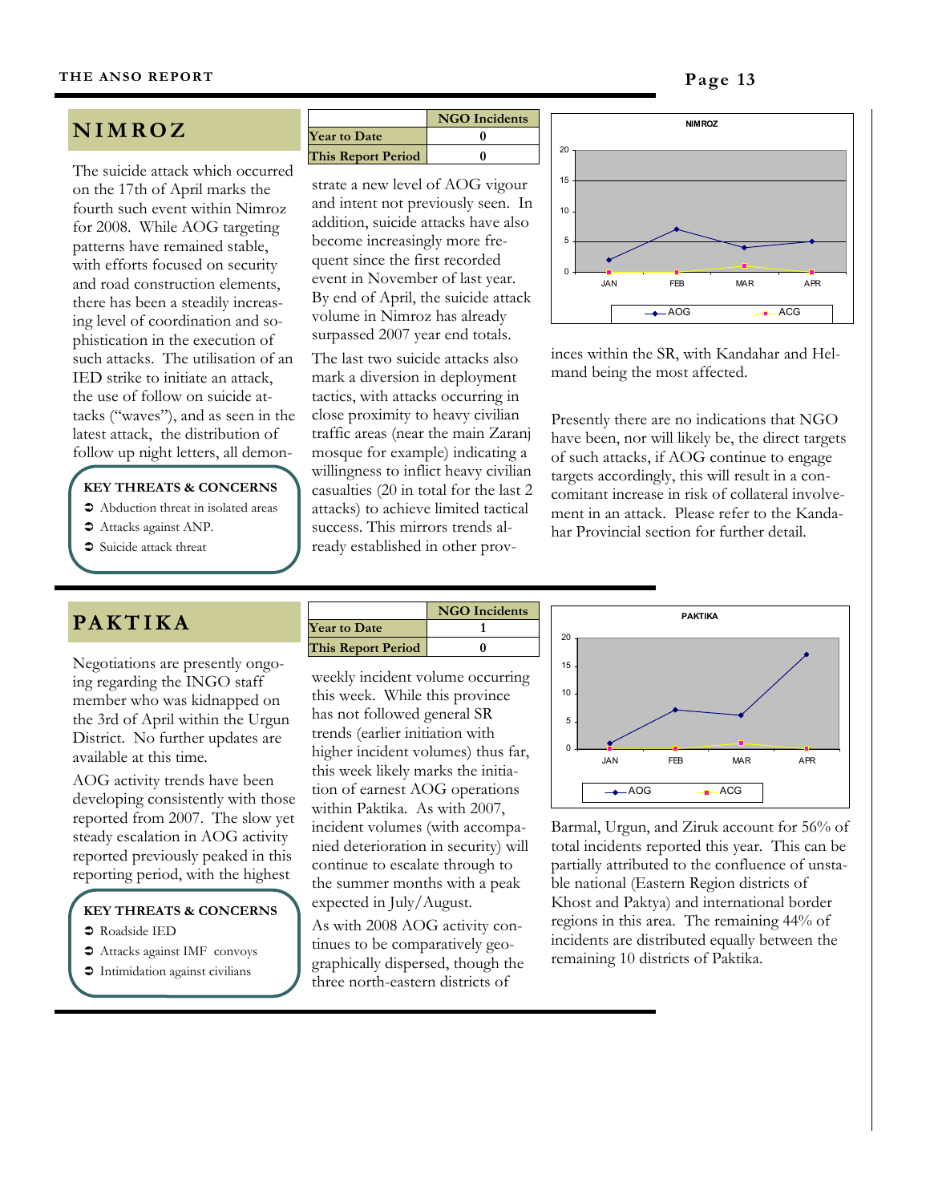## NIMROZ

|  | NGO Incidents |
|---|---|
| Year to Date | 0 |
| This Report Period | 0 |

The suicide attack which occurred on the 17th of April marks the fourth such event within Nimroz for 2008. While AOG targeting patterns have remained stable, with efforts focused on security and road construction elements, there has been a steadily increasing level of coordination and sophistication in the execution of such attacks. The utilisation of an IED strike to initiate an attack, the use of follow on suicide attacks ("waves"), and as seen in the latest attack, the distribution of follow up night letters, all demonstrate a new level of AOG vigour and intent not previously seen. In addition, suicide attacks have also become increasingly more frequent since the first recorded event in November of last year. By end of April, the suicide attack volume in Nimroz has already surpassed 2007 year end totals.

The last two suicide attacks also mark a diversion in deployment tactics, with attacks occurring in close proximity to heavy civilian traffic areas (near the main Zaranj mosque for example) indicating a willingness to inflict heavy civilian casualties (20 in total for the last 2 attacks) to achieve limited tactical success. This mirrors trends already established in other provinces within the SR, with Kandahar and Helmand being the most affected.

Presently there are no indications that NGO have been, nor will likely be, the direct targets of such attacks, if AOG continue to engage targets accordingly, this will result in a concomitant increase in risk of collateral involvement in an attack. Please refer to the Kandahar Provincial section for further detail.

**KEY THREATS & CONCERNS**

- Abduction threat in isolated areas
- Attacks against ANP.
- Suicide attack threat

## PAKTIKA

|  | NGO Incidents |
|---|---|
| Year to Date | 1 |
| This Report Period | 0 |

Negotiations are presently ongoing regarding the INGO staff member who was kidnapped on the 3rd of April within the Urgun District. No further updates are available at this time.

AOG activity trends have been developing consistently with those reported from 2007. The slow yet steady escalation in AOG activity reported previously peaked in this reporting period, with the highest weekly incident volume occurring this week. While this province has not followed general SR trends (earlier initiation with higher incident volumes) thus far, this week likely marks the initiation of earnest AOG operations within Paktika. As with 2007, incident volumes (with accompanied deterioration in security) will continue to escalate through to the summer months with a peak expected in July/August.

As with 2008 AOG activity continues to be comparatively geographically dispersed, though the three north-eastern districts of Barmal, Urgun, and Ziruk account for 56% of total incidents reported this year. This can be partially attributed to the confluence of unstable national (Eastern Region districts of Khost and Paktya) and international border regions in this area. The remaining 44% of incidents are distributed equally between the remaining 10 districts of Paktika.

**KEY THREATS & CONCERNS**

- Roadside IED
- Attacks against IMF convoys
- Intimidation against civilians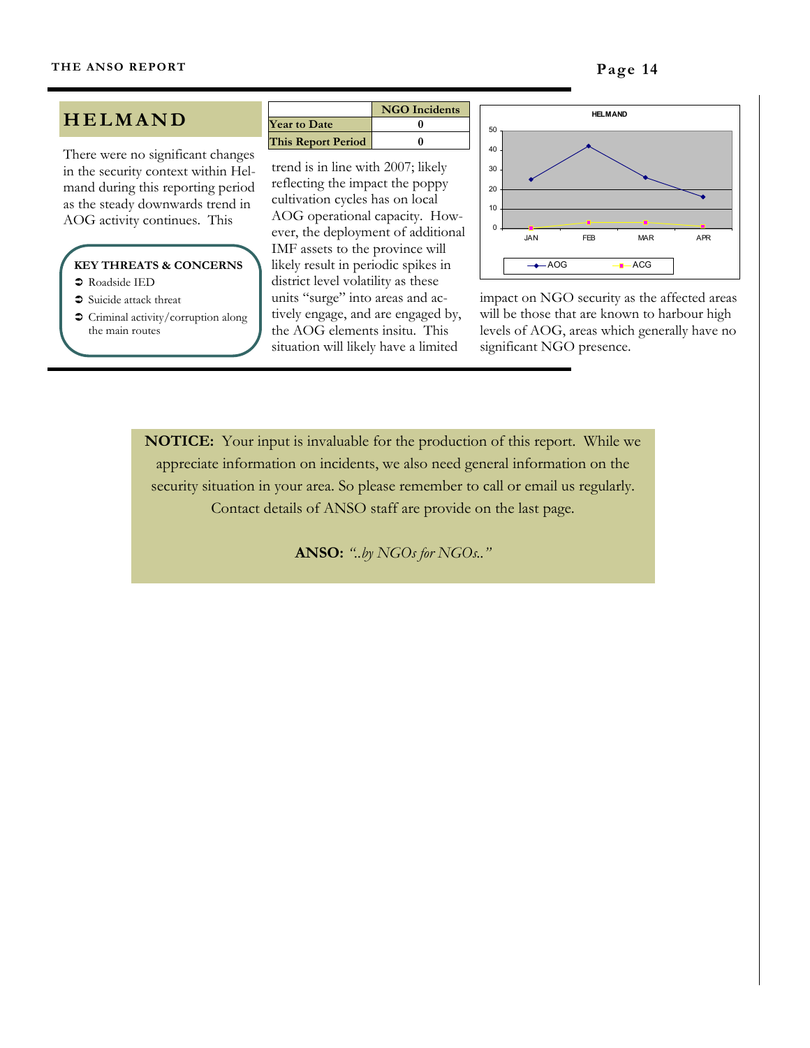# HELMAND

|  | NGO Incidents |
|---|---|
| Year to Date | 0 |
| This Report Period | 0 |

There were no significant changes in the security context within Helmand during this reporting period as the steady downwards trend in AOG activity continues. This trend is in line with 2007; likely reflecting the impact the poppy cultivation cycles has on local AOG operational capacity. However, the deployment of additional IMF assets to the province will likely result in periodic spikes in district level volatility as these units "surge" into areas and actively engage, and are engaged by, the AOG elements insitu. This situation will likely have a limited impact on NGO security as the affected areas will be those that are known to harbour high levels of AOG, areas which generally have no significant NGO presence.

**KEY THREATS & CONCERNS**

- Roadside IED
- Suicide attack threat
- Criminal activity/corruption along the main routes

**NOTICE:** Your input is invaluable for the production of this report. While we appreciate information on incidents, we also need general information on the security situation in your area. So please remember to call or email us regularly. Contact details of ANSO staff are provide on the last page.

**ANSO:** *"..by NGOs for NGOs.."*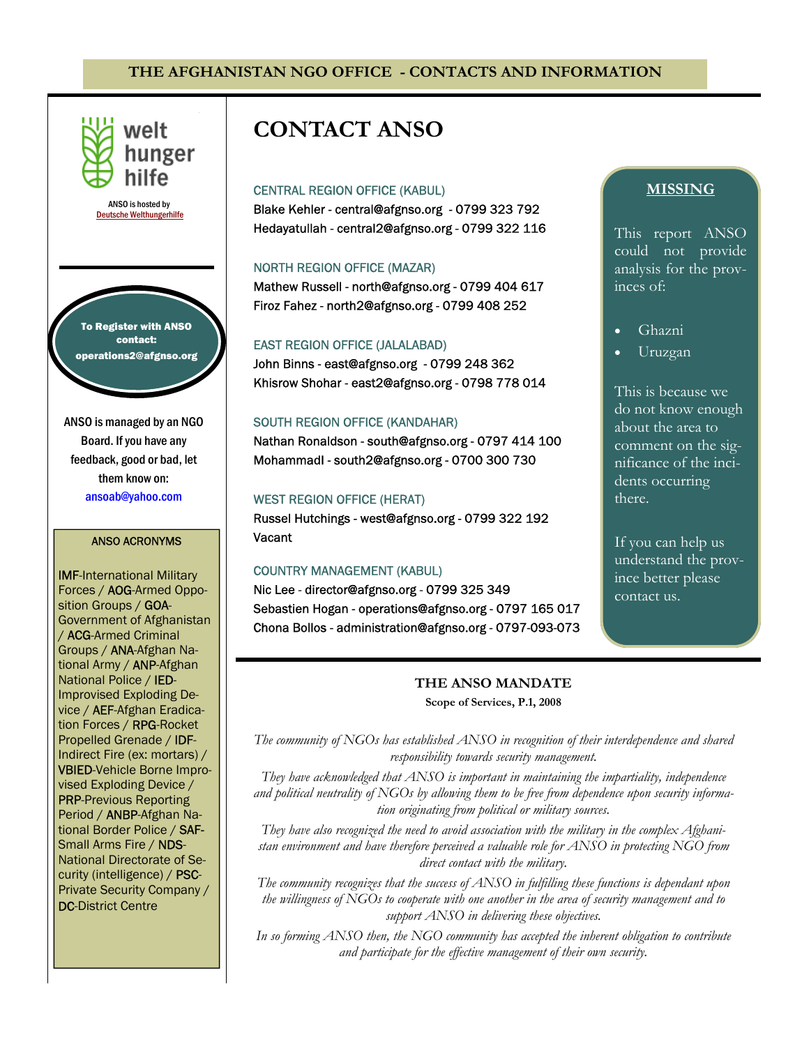# THE AFGHANISTAN NGO OFFICE - CONTACTS AND INFORMATION

welt hunger hilfe

ANSO is hosted by Deutsche Welthungerhilfe

To Register with ANSO contact: operations2@afgnso.org

ANSO is managed by an NGO Board. If you have any feedback, good or bad, let them know on: ansoab@yahoo.com

### ANSO ACRONYMS

**IMF**-International Military Forces / **AOG**-Armed Opposition Groups / **GOA**-Government of Afghanistan / **ACG**-Armed Criminal Groups / **ANA**-Afghan National Army / **ANP**-Afghan National Police / **IED**-Improvised Exploding Device / **AEF**-Afghan Eradication Forces / **RPG**-Rocket Propelled Grenade / **IDF**-Indirect Fire (ex: mortars) / **VBIED**-Vehicle Borne Improvised Exploding Device / **PRP**-Previous Reporting Period / **ANBP**-Afghan National Border Police / **SAF**-Small Arms Fire / **NDS**-National Directorate of Security (intelligence) / **PSC**-Private Security Company / **DC**-District Centre

# CONTACT ANSO

CENTRAL REGION OFFICE (KABUL)
Blake Kehler - central@afgnso.org - 0799 323 792
Hedayatullah - central2@afgnso.org - 0799 322 116

NORTH REGION OFFICE (MAZAR)
Mathew Russell - north@afgnso.org - 0799 404 617
Firoz Fahez - north2@afgnso.org - 0799 408 252

EAST REGION OFFICE (JALALABAD)
John Binns - east@afgnso.org - 0799 248 362
Khisrow Shohar - east2@afgnso.org - 0798 778 014

SOUTH REGION OFFICE (KANDAHAR)
Nathan Ronaldson - south@afgnso.org - 0797 414 100
MohammadI - south2@afgnso.org - 0700 300 730

WEST REGION OFFICE (HERAT)
Russel Hutchings - west@afgnso.org - 0799 322 192
Vacant

COUNTRY MANAGEMENT (KABUL)
Nic Lee - director@afgnso.org - 0799 325 349
Sebastien Hogan - operations@afgnso.org - 0797 165 017
Chona Bollos - administration@afgnso.org - 0797-093-073

## MISSING

This report ANSO could not provide analysis for the provinces of:

- Ghazni
- Uruzgan

This is because we do not know enough about the area to comment on the significance of the incidents occurring there.

If you can help us understand the province better please contact us.

## THE ANSO MANDATE

**Scope of Services, P.1, 2008**

*The community of NGOs has established ANSO in recognition of their interdependence and shared responsibility towards security management.*

*They have acknowledged that ANSO is important in maintaining the impartiality, independence and political neutrality of NGOs by allowing them to be free from dependence upon security information originating from political or military sources.*

*They have also recognized the need to avoid association with the military in the complex Afghanistan environment and have therefore perceived a valuable role for ANSO in protecting NGO from direct contact with the military.*

*The community recognizes that the success of ANSO in fulfilling these functions is dependant upon the willingness of NGOs to cooperate with one another in the area of security management and to support ANSO in delivering these objectives.*

*In so forming ANSO then, the NGO community has accepted the inherent obligation to contribute and participate for the effective management of their own security.*